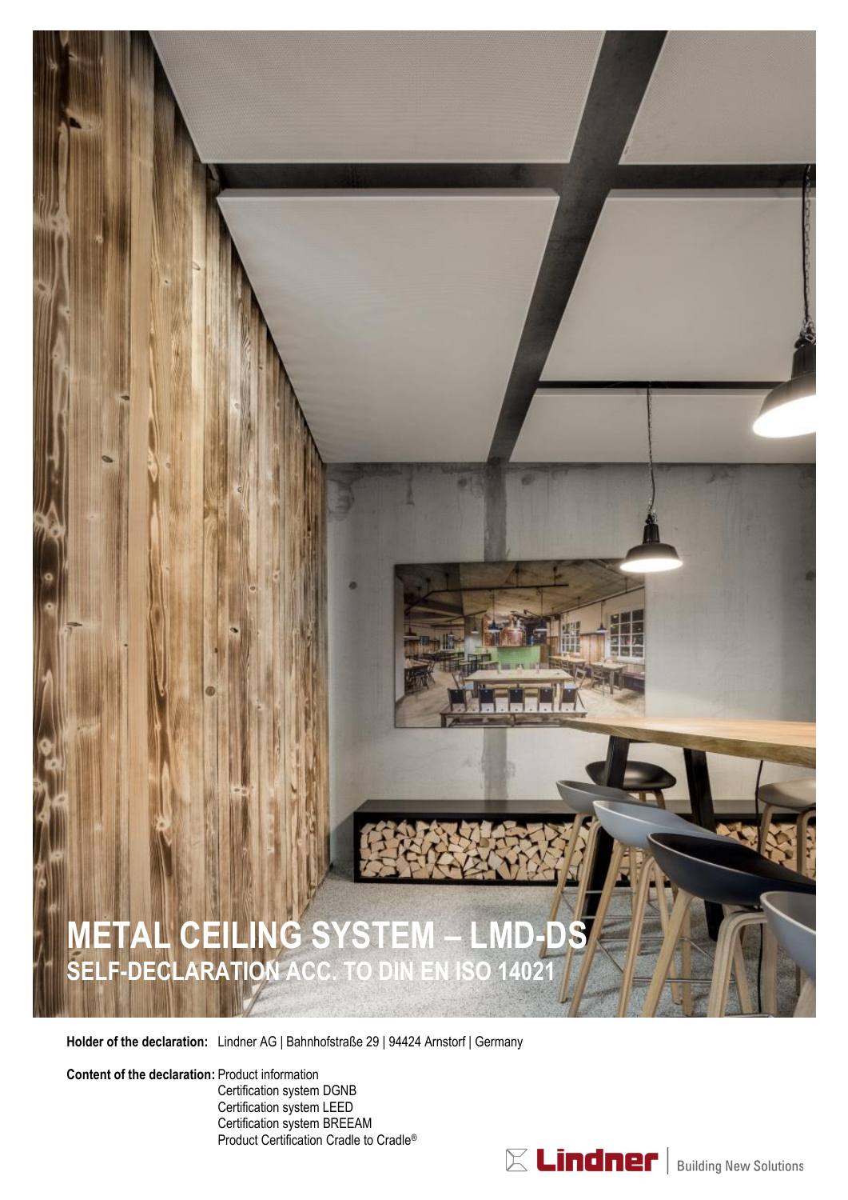# METAL CEILING SYSTEM – LMD-DS

## SELF-DECLARATION ACC. TO DIN EN ISO 14021

**Holder of the declaration:** Lindner AG | Bahnhofstraße 29 | 94424 Arnstorf | Germany

**Content of the declaration:** Product information
Certification system DGNB
Certification system LEED
Certification system BREEAM
Product Certification Cradle to Cradle®

Lindner | Building New Solutions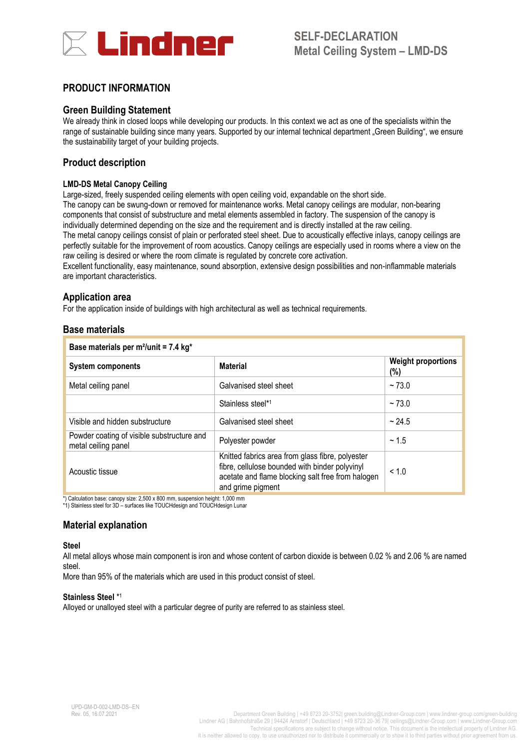## SELF-DECLARATION
## Metal Ceiling System – LMD-DS

# PRODUCT INFORMATION

## Green Building Statement

We already think in closed loops while developing our products. In this context we act as one of the specialists within the range of sustainable building since many years. Supported by our internal technical department „Green Building", we ensure the sustainability target of your building projects.

## Product description

### LMD-DS Metal Canopy Ceiling

Large-sized, freely suspended ceiling elements with open ceiling void, expandable on the short side.
The canopy can be swung-down or removed for maintenance works. Metal canopy ceilings are modular, non-bearing components that consist of substructure and metal elements assembled in factory. The suspension of the canopy is individually determined depending on the size and the requirement and is directly installed at the raw ceiling.
The metal canopy ceilings consist of plain or perforated steel sheet. Due to acoustically effective inlays, canopy ceilings are perfectly suitable for the improvement of room acoustics. Canopy ceilings are especially used in rooms where a view on the raw ceiling is desired or where the room climate is regulated by concrete core activation.
Excellent functionality, easy maintenance, sound absorption, extensive design possibilities and non-inflammable materials are important characteristics.

## Application area

For the application inside of buildings with high architectural as well as technical requirements.

## Base materials

| **Base materials per m²/unit = 7.4 kg*** | | |
|---|---|---|
| **System components** | **Material** | **Weight proportions (%)** |
| Metal ceiling panel | Galvanised steel sheet | ~ 73.0 |
| | Stainless steel*1 | ~ 73.0 |
| Visible and hidden substructure | Galvanised steel sheet | ~ 24.5 |
| Powder coating of visible substructure and metal ceiling panel | Polyester powder | ~ 1.5 |
| Acoustic tissue | Knitted fabrics area from glass fibre, polyester fibre, cellulose bounded with binder polyvinyl acetate and flame blocking salt free from halogen and grime pigment | < 1.0 |

*) Calculation base: canopy size: 2,500 x 800 mm, suspension height: 1,000 mm
*1) Stainless steel for 3D – surfaces like TOUCHdesign and TOUCHdesign Lunar

## Material explanation

### Steel

All metal alloys whose main component is iron and whose content of carbon dioxide is between 0.02 % and 2.06 % are named steel.
More than 95% of the materials which are used in this product consist of steel.

### Stainless Steel *1

Alloyed or unalloyed steel with a particular degree of purity are referred to as stainless steel.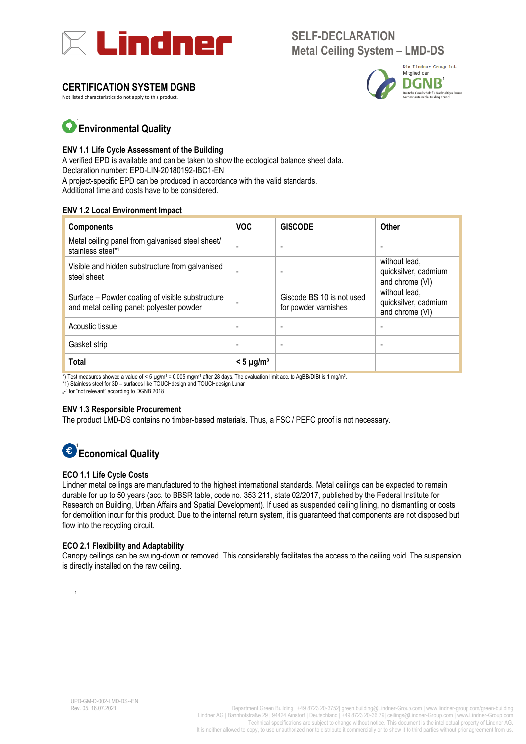# SELF-DECLARATION
## Metal Ceiling System – LMD-DS

## CERTIFICATION SYSTEM DGNB

Not listed characteristics do not apply to this product.

Die Lindner Group ist Mitglied der DGNB[1]

## Environmental Quality[1]

### ENV 1.1 Life Cycle Assessment of the Building

A verified EPD is available and can be taken to show the ecological balance sheet data.
Declaration number: EPD-LIN-20180192-IBC1-EN
A project-specific EPD can be produced in accordance with the valid standards.
Additional time and costs have to be considered.

### ENV 1.2 Local Environment Impact

| Components | VOC | GISCODE | Other |
|---|---|---|---|
| Metal ceiling panel from galvanised steel sheet/ stainless steel*1 | - | - | - |
| Visible and hidden substructure from galvanised steel sheet | - | - | without lead, quicksilver, cadmium and chrome (VI) |
| Surface – Powder coating of visible substructure and metal ceiling panel: polyester powder | - | Giscode BS 10 is not used for powder varnishes | without lead, quicksilver, cadmium and chrome (VI) |
| Acoustic tissue | - | - | - |
| Gasket strip | - | - | - |
| **Total** | **< 5 µg/m³** | | |

*) Test measures showed a value of < 5 µg/m³ = 0.005 mg/m³ after 28 days. The evaluation limit acc. to AgBB/DIBt is 1 mg/m³.
*1) Stainless steel for 3D – surfaces like TOUCHdesign and TOUCHdesign Lunar
„-" for "not relevant" according to DGNB 2018

### ENV 1.3 Responsible Procurement

The product LMD-DS contains no timber-based materials. Thus, a FSC / PEFC proof is not necessary.

## Economical Quality[1]

### ECO 1.1 Life Cycle Costs

Lindner metal ceilings are manufactured to the highest international standards. Metal ceilings can be expected to remain durable for up to 50 years (acc. to BBSR table, code no. 353 211, state 02/2017, published by the Federal Institute for Research on Building, Urban Affairs and Spatial Development). If used as suspended ceiling lining, no dismantling or costs for demolition incur for this product. Due to the internal return system, it is guaranteed that components are not disposed but flow into the recycling circuit.

### ECO 2.1 Flexibility and Adaptability

Canopy ceilings can be swung-down or removed. This considerably facilitates the access to the ceiling void. The suspension is directly installed on the raw ceiling.

1

UPD-GM-D-002-LMD-DS--EN
Rev. 05, 16.07.2021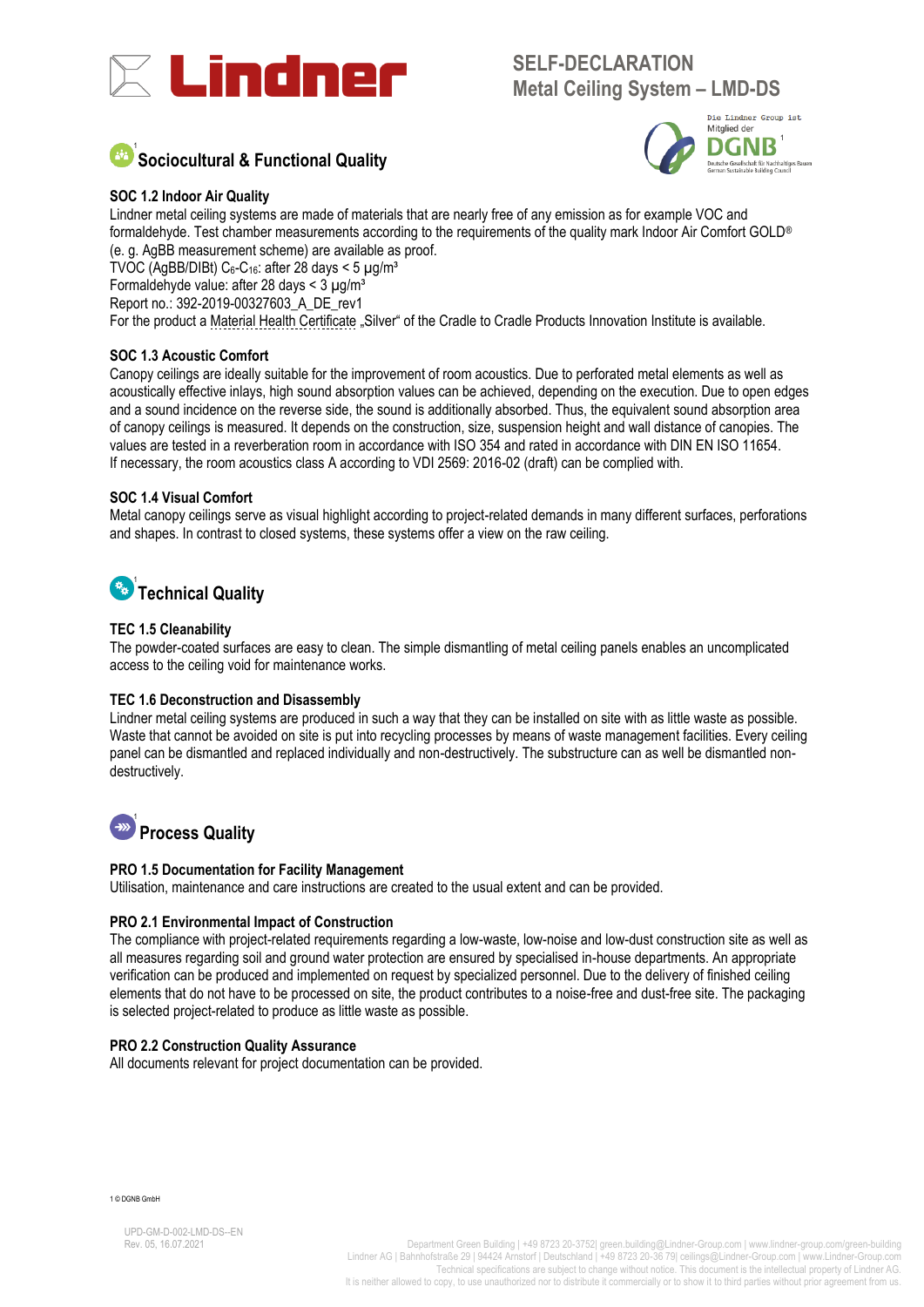# SELF-DECLARATION
## Metal Ceiling System – LMD-DS

Die Lindner Group ist Mitglied der DGNB[1]

## Sociocultural & Functional Quality[1]

### SOC 1.2 Indoor Air Quality

Lindner metal ceiling systems are made of materials that are nearly free of any emission as for example VOC and formaldehyde. Test chamber measurements according to the requirements of the quality mark Indoor Air Comfort GOLD® (e. g. AgBB measurement scheme) are available as proof.
TVOC (AgBB/DIBt) $C_6$-$C_{16}$: after 28 days < 5 µg/m³
Formaldehyde value: after 28 days < 3 µg/m³
Report no.: 392-2019-00327603_A_DE_rev1
For the product a Material Health Certificate „Silver" of the Cradle to Cradle Products Innovation Institute is available.

### SOC 1.3 Acoustic Comfort

Canopy ceilings are ideally suitable for the improvement of room acoustics. Due to perforated metal elements as well as acoustically effective inlays, high sound absorption values can be achieved, depending on the execution. Due to open edges and a sound incidence on the reverse side, the sound is additionally absorbed. Thus, the equivalent sound absorption area of canopy ceilings is measured. It depends on the construction, size, suspension height and wall distance of canopies. The values are tested in a reverberation room in accordance with ISO 354 and rated in accordance with DIN EN ISO 11654.
If necessary, the room acoustics class A according to VDI 2569: 2016-02 (draft) can be complied with.

### SOC 1.4 Visual Comfort

Metal canopy ceilings serve as visual highlight according to project-related demands in many different surfaces, perforations and shapes. In contrast to closed systems, these systems offer a view on the raw ceiling.

## Technical Quality[1]

### TEC 1.5 Cleanability

The powder-coated surfaces are easy to clean. The simple dismantling of metal ceiling panels enables an uncomplicated access to the ceiling void for maintenance works.

### TEC 1.6 Deconstruction and Disassembly

Lindner metal ceiling systems are produced in such a way that they can be installed on site with as little waste as possible. Waste that cannot be avoided on site is put into recycling processes by means of waste management facilities. Every ceiling panel can be dismantled and replaced individually and non-destructively. The substructure can as well be dismantled non-destructively.

## Process Quality[1]

### PRO 1.5 Documentation for Facility Management

Utilisation, maintenance and care instructions are created to the usual extent and can be provided.

### PRO 2.1 Environmental Impact of Construction

The compliance with project-related requirements regarding a low-waste, low-noise and low-dust construction site as well as all measures regarding soil and ground water protection are ensured by specialised in-house departments. An appropriate verification can be produced and implemented on request by specialized personnel. Due to the delivery of finished ceiling elements that do not have to be processed on site, the product contributes to a noise-free and dust-free site. The packaging is selected project-related to produce as little waste as possible.

### PRO 2.2 Construction Quality Assurance

All documents relevant for project documentation can be provided.

[1] © DGNB GmbH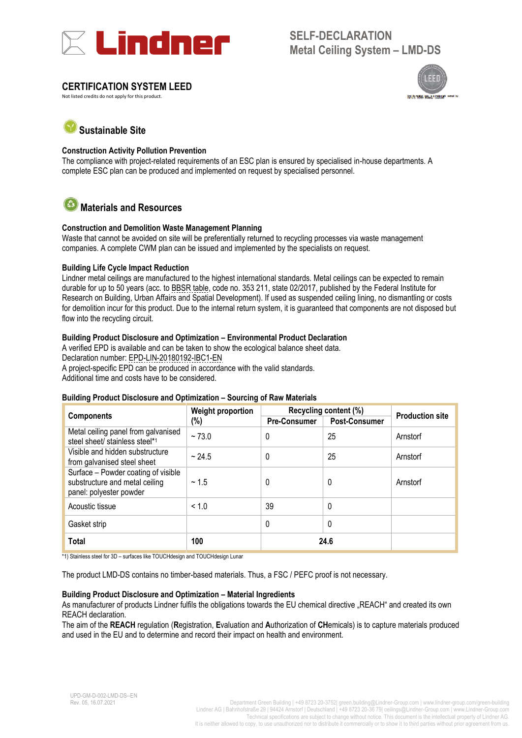# SELF-DECLARATION
## Metal Ceiling System – LMD-DS

## CERTIFICATION SYSTEM LEED

Not listed credits do not apply for this product.

## Sustainable Site

**Construction Activity Pollution Prevention**

The compliance with project-related requirements of an ESC plan is ensured by specialised in-house departments. A complete ESC plan can be produced and implemented on request by specialised personnel.

## Materials and Resources

**Construction and Demolition Waste Management Planning**

Waste that cannot be avoided on site will be preferentially returned to recycling processes via waste management companies. A complete CWM plan can be issued and implemented by the specialists on request.

**Building Life Cycle Impact Reduction**

Lindner metal ceilings are manufactured to the highest international standards. Metal ceilings can be expected to remain durable for up to 50 years (acc. to BBSR table, code no. 353 211, state 02/2017, published by the Federal Institute for Research on Building, Urban Affairs and Spatial Development). If used as suspended ceiling lining, no dismantling or costs for demolition incur for this product. Due to the internal return system, it is guaranteed that components are not disposed but flow into the recycling circuit.

**Building Product Disclosure and Optimization – Environmental Product Declaration**

A verified EPD is available and can be taken to show the ecological balance sheet data.
Declaration number: EPD-LIN-20180192-IBC1-EN
A project-specific EPD can be produced in accordance with the valid standards.
Additional time and costs have to be considered.

**Building Product Disclosure and Optimization – Sourcing of Raw Materials**

| Components | Weight proportion (%) | Recycling content (%) | | Production site |
|---|---|---|---|---|
| | | Pre-Consumer | Post-Consumer | |
| Metal ceiling panel from galvanised steel sheet/ stainless steel*1 | ~ 73.0 | 0 | 25 | Arnstorf |
| Visible and hidden substructure from galvanised steel sheet | ~ 24.5 | 0 | 25 | Arnstorf |
| Surface – Powder coating of visible substructure and metal ceiling panel: polyester powder | ~ 1.5 | 0 | 0 | Arnstorf |
| Acoustic tissue | < 1.0 | 39 | 0 | |
| Gasket strip | | 0 | 0 | |
| **Total** | **100** | **24.6** | | |

*1) Stainless steel for 3D – surfaces like TOUCHdesign and TOUCHdesign Lunar

The product LMD-DS contains no timber-based materials. Thus, a FSC / PEFC proof is not necessary.

**Building Product Disclosure and Optimization – Material Ingredients**

As manufacturer of products Lindner fulfils the obligations towards the EU chemical directive „REACH“ and created its own REACH declaration.
The aim of the **REACH** regulation (**R**egistration, **E**valuation and **A**uthorization of **CH**emicals) is to capture materials produced and used in the EU and to determine and record their impact on health and environment.

UPD-GM-D-002-LMD-DS--EN
Rev. 05, 16.07.2021

Department Green Building | +49 8723 20-3752| green.building@Lindner-Group.com | www.lindner-group.com/green-building
Lindner AG | Bahnhofstraße 29 | 94424 Arnstorf | Deutschland | +49 8723 20-36 79| ceilings@Lindner-Group.com | www.Lindner-Group.com
Technical specifications are subject to change without notice. This document is the intellectual property of Lindner AG.
It is neither allowed to copy, to use unauthorized nor to distribute it commercially or to show it to third parties without prior agreement from us.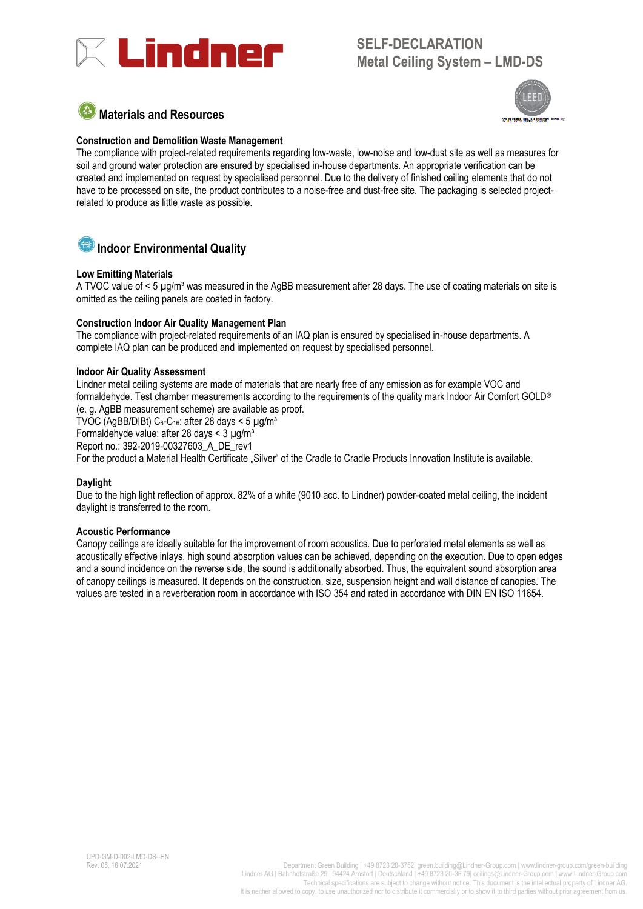## Materials and Resources

### Construction and Demolition Waste Management

The compliance with project-related requirements regarding low-waste, low-noise and low-dust site as well as measures for soil and ground water protection are ensured by specialised in-house departments. An appropriate verification can be created and implemented on request by specialised personnel. Due to the delivery of finished ceiling elements that do not have to be processed on site, the product contributes to a noise-free and dust-free site. The packaging is selected project-related to produce as little waste as possible.

## Indoor Environmental Quality

### Low Emitting Materials

A TVOC value of < 5 µg/m³ was measured in the AgBB measurement after 28 days. The use of coating materials on site is omitted as the ceiling panels are coated in factory.

### Construction Indoor Air Quality Management Plan

The compliance with project-related requirements of an IAQ plan is ensured by specialised in-house departments. A complete IAQ plan can be produced and implemented on request by specialised personnel.

### Indoor Air Quality Assessment

Lindner metal ceiling systems are made of materials that are nearly free of any emission as for example VOC and formaldehyde. Test chamber measurements according to the requirements of the quality mark Indoor Air Comfort GOLD® (e. g. AgBB measurement scheme) are available as proof.
TVOC (AgBB/DIBt) $C_6$-$C_{16}$: after 28 days < 5 µg/m³
Formaldehyde value: after 28 days < 3 µg/m³
Report no.: 392-2019-00327603_A_DE_rev1
For the product a Material Health Certificate „Silver" of the Cradle to Cradle Products Innovation Institute is available.

### Daylight

Due to the high light reflection of approx. 82% of a white (9010 acc. to Lindner) powder-coated metal ceiling, the incident daylight is transferred to the room.

### Acoustic Performance

Canopy ceilings are ideally suitable for the improvement of room acoustics. Due to perforated metal elements as well as acoustically effective inlays, high sound absorption values can be achieved, depending on the execution. Due to open edges and a sound incidence on the reverse side, the sound is additionally absorbed. Thus, the equivalent sound absorption area of canopy ceilings is measured. It depends on the construction, size, suspension height and wall distance of canopies. The values are tested in a reverberation room in accordance with ISO 354 and rated in accordance with DIN EN ISO 11654.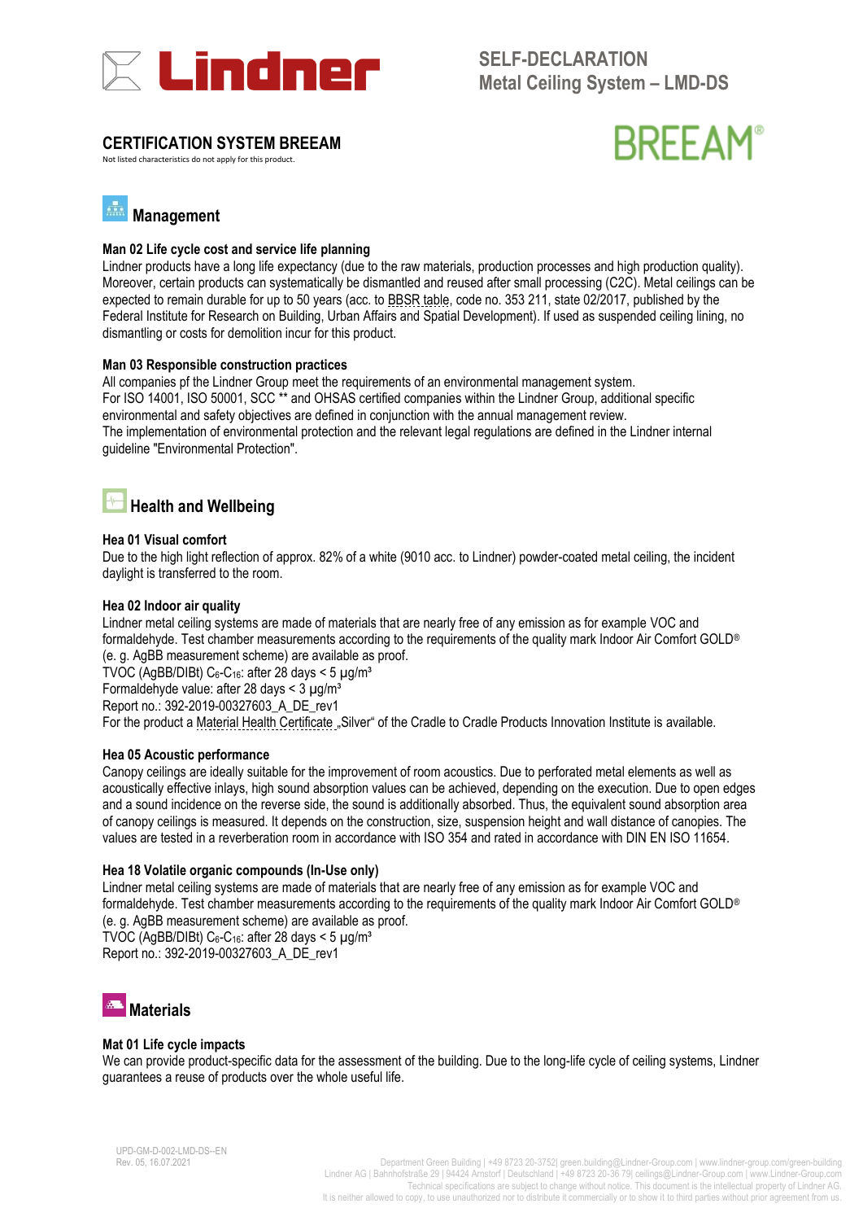# SELF-DECLARATION
# Metal Ceiling System – LMD-DS

## CERTIFICATION SYSTEM BREEAM

Not listed characteristics do not apply for this product.

## Management

### Man 02 Life cycle cost and service life planning

Lindner products have a long life expectancy (due to the raw materials, production processes and high production quality). Moreover, certain products can systematically be dismantled and reused after small processing (C2C). Metal ceilings can be expected to remain durable for up to 50 years (acc. to BBSR table, code no. 353 211, state 02/2017, published by the Federal Institute for Research on Building, Urban Affairs and Spatial Development). If used as suspended ceiling lining, no dismantling or costs for demolition incur for this product.

### Man 03 Responsible construction practices

All companies pf the Lindner Group meet the requirements of an environmental management system.
For ISO 14001, ISO 50001, SCC ** and OHSAS certified companies within the Lindner Group, additional specific environmental and safety objectives are defined in conjunction with the annual management review.
The implementation of environmental protection and the relevant legal regulations are defined in the Lindner internal guideline "Environmental Protection".

## Health and Wellbeing

### Hea 01 Visual comfort

Due to the high light reflection of approx. 82% of a white (9010 acc. to Lindner) powder-coated metal ceiling, the incident daylight is transferred to the room.

### Hea 02 Indoor air quality

Lindner metal ceiling systems are made of materials that are nearly free of any emission as for example VOC and formaldehyde. Test chamber measurements according to the requirements of the quality mark Indoor Air Comfort GOLD® (e. g. AgBB measurement scheme) are available as proof.
TVOC (AgBB/DIBt) $C_6$-$C_{16}$: after 28 days < 5 µg/m³
Formaldehyde value: after 28 days < 3 µg/m³
Report no.: 392-2019-00327603_A_DE_rev1
For the product a Material Health Certificate „Silver" of the Cradle to Cradle Products Innovation Institute is available.

### Hea 05 Acoustic performance

Canopy ceilings are ideally suitable for the improvement of room acoustics. Due to perforated metal elements as well as acoustically effective inlays, high sound absorption values can be achieved, depending on the execution. Due to open edges and a sound incidence on the reverse side, the sound is additionally absorbed. Thus, the equivalent sound absorption area of canopy ceilings is measured. It depends on the construction, size, suspension height and wall distance of canopies. The values are tested in a reverberation room in accordance with ISO 354 and rated in accordance with DIN EN ISO 11654.

### Hea 18 Volatile organic compounds (In-Use only)

Lindner metal ceiling systems are made of materials that are nearly free of any emission as for example VOC and formaldehyde. Test chamber measurements according to the requirements of the quality mark Indoor Air Comfort GOLD® (e. g. AgBB measurement scheme) are available as proof.
TVOC (AgBB/DIBt) $C_6$-$C_{16}$: after 28 days < 5 µg/m³
Report no.: 392-2019-00327603_A_DE_rev1

## Materials

### Mat 01 Life cycle impacts

We can provide product-specific data for the assessment of the building. Due to the long-life cycle of ceiling systems, Lindner guarantees a reuse of products over the whole useful life.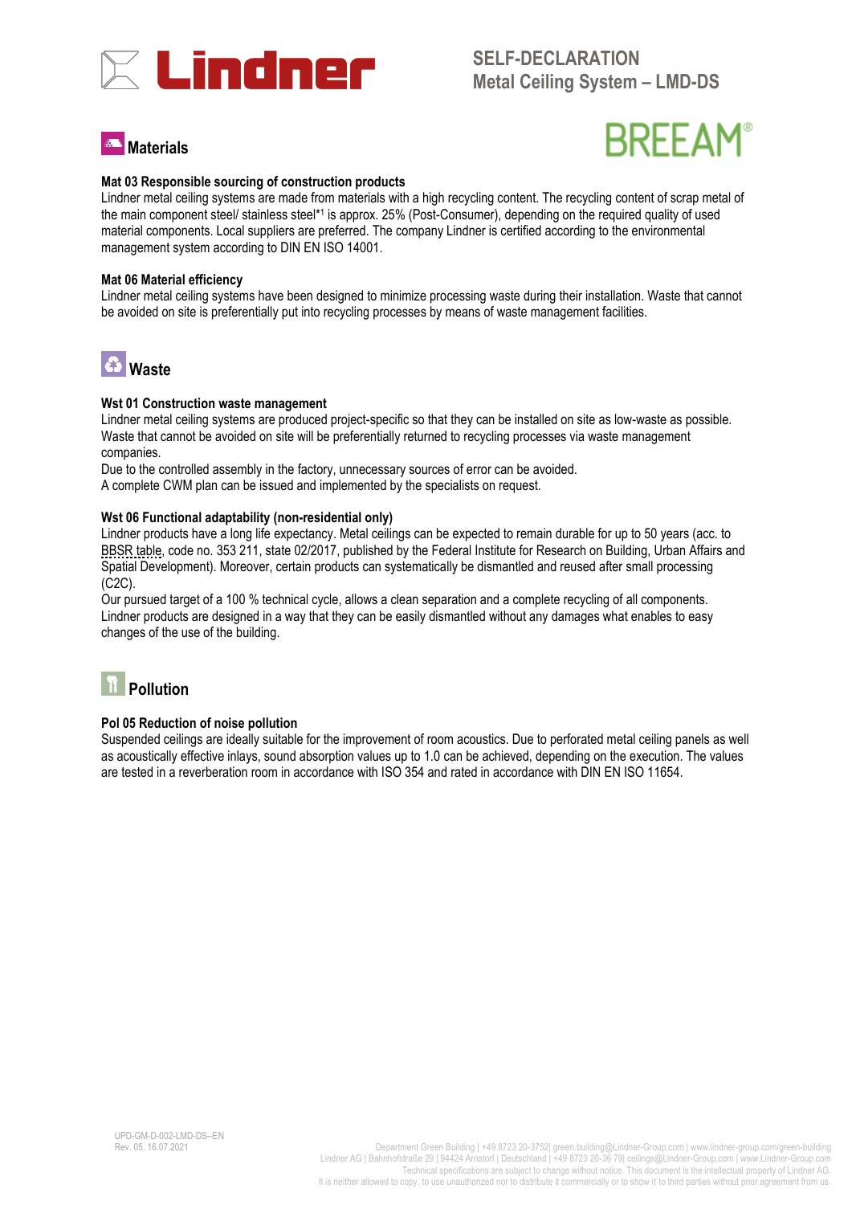# SELF-DECLARATION
# Metal Ceiling System – LMD-DS

BREEAM®

## Materials

### Mat 03 Responsible sourcing of construction products

Lindner metal ceiling systems are made from materials with a high recycling content. The recycling content of scrap metal of the main component steel/ stainless steel*[1] is approx. 25% (Post-Consumer), depending on the required quality of used material components. Local suppliers are preferred. The company Lindner is certified according to the environmental management system according to DIN EN ISO 14001.

### Mat 06 Material efficiency

Lindner metal ceiling systems have been designed to minimize processing waste during their installation. Waste that cannot be avoided on site is preferentially put into recycling processes by means of waste management facilities.

## Waste

### Wst 01 Construction waste management

Lindner metal ceiling systems are produced project-specific so that they can be installed on site as low-waste as possible. Waste that cannot be avoided on site will be preferentially returned to recycling processes via waste management companies.

Due to the controlled assembly in the factory, unnecessary sources of error can be avoided.

A complete CWM plan can be issued and implemented by the specialists on request.

### Wst 06 Functional adaptability (non-residential only)

Lindner products have a long life expectancy. Metal ceilings can be expected to remain durable for up to 50 years (acc. to BBSR table, code no. 353 211, state 02/2017, published by the Federal Institute for Research on Building, Urban Affairs and Spatial Development). Moreover, certain products can systematically be dismantled and reused after small processing (C2C).

Our pursued target of a 100 % technical cycle, allows a clean separation and a complete recycling of all components. Lindner products are designed in a way that they can be easily dismantled without any damages what enables to easy changes of the use of the building.

## Pollution

### Pol 05 Reduction of noise pollution

Suspended ceilings are ideally suitable for the improvement of room acoustics. Due to perforated metal ceiling panels as well as acoustically effective inlays, sound absorption values up to 1.0 can be achieved, depending on the execution. The values are tested in a reverberation room in accordance with ISO 354 and rated in accordance with DIN EN ISO 11654.

UPD-GM-D-002-LMD-DS--EN
Rev. 05, 16.07.2021

Department Green Building | +49 8723 20-3752| green.building@Lindner-Group.com | www.lindner-group.com/green-building
Lindner AG | Bahnhofstraße 29 | 94424 Arnstorf | Deutschland | +49 8723 20-36 79| ceilings@Lindner-Group.com | www.Lindner-Group.com
Technical specifications are subject to change without notice. This document is the intellectual property of Lindner AG.
It is neither allowed to copy, to use unauthorized nor to distribute it commercially or to show it to third parties without prior agreement from us.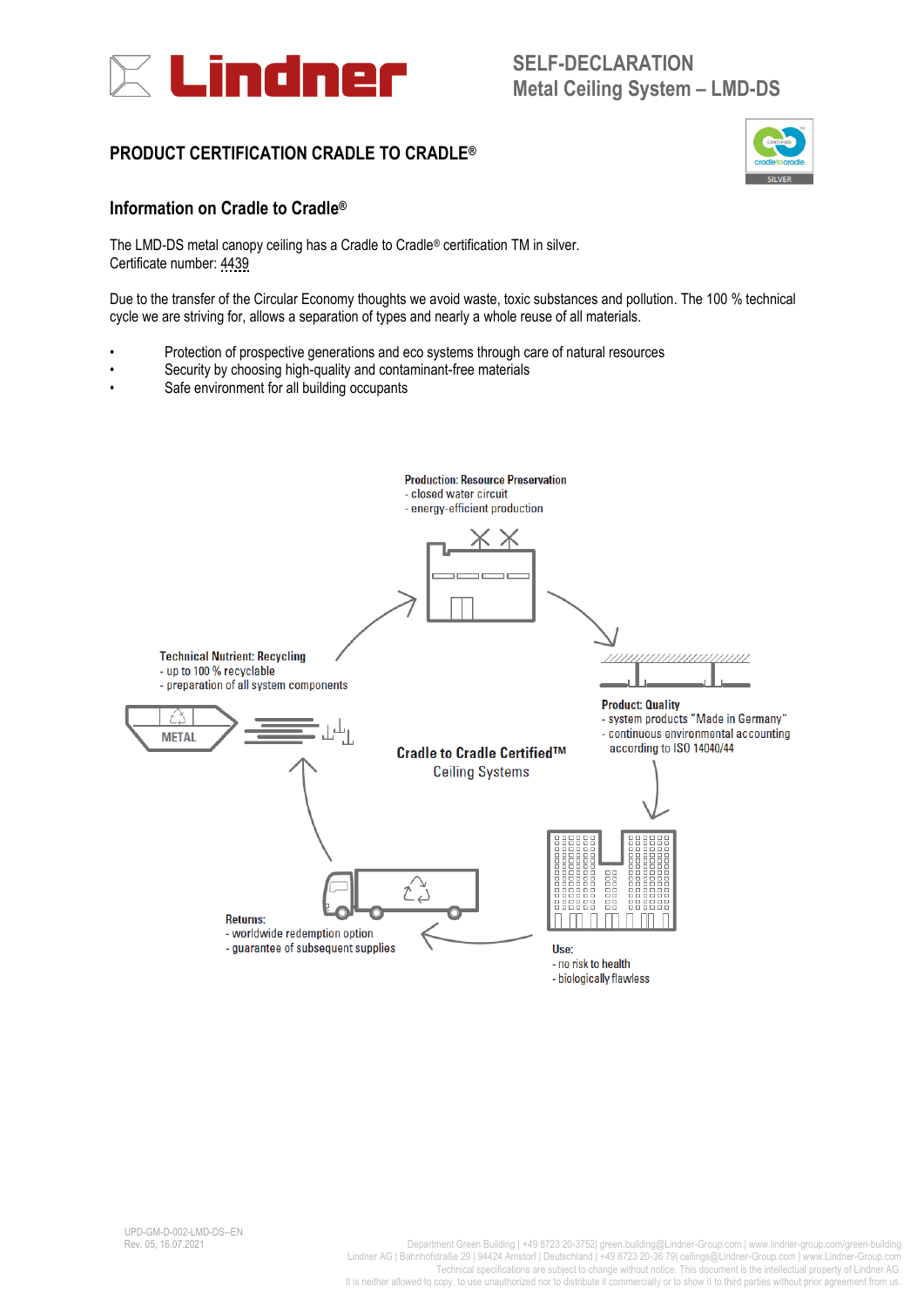# SELF-DECLARATION
## Metal Ceiling System – LMD-DS

## PRODUCT CERTIFICATION CRADLE TO CRADLE®

### Information on Cradle to Cradle®

The LMD-DS metal canopy ceiling has a Cradle to Cradle® certification TM in silver.
Certificate number: 4439

Due to the transfer of the Circular Economy thoughts we avoid waste, toxic substances and pollution. The 100 % technical cycle we are striving for, allows a separation of types and nearly a whole reuse of all materials.

- Protection of prospective generations and eco systems through care of natural resources
- Security by choosing high-quality and contaminant-free materials
- Safe environment for all building occupants

**Production: Resource Preservation**
- closed water circuit
- energy-efficient production

**Product: Quality**
- system products "Made in Germany"
- continuous environmental accounting according to ISO 14040/44

**Use:**
- no risk to health
- biologically flawless

**Returns:**
- worldwide redemption option
- guarantee of subsequent supplies

**Technical Nutrient: Recycling**
- up to 100 % recyclable
- preparation of all system components

METAL

**Cradle to Cradle Certified™**
Ceiling Systems

UPD-GM-D-002-LMD-DS--EN
Rev. 05, 16.07.2021

Department Green Building | +49 8723 20-3752| green.building@Lindner-Group.com | www.lindner-group.com/green-building
Lindner AG | Bahnhofstraße 29 | 94424 Arnstorf | Deutschland | +49 8723 20-36 79| ceilings@Lindner-Group.com | www.Lindner-Group.com
Technical specifications are subject to change without notice. This document is the intellectual property of Lindner AG.
It is neither allowed to copy, to use unauthorized nor to distribute it commercially or to show it to third parties without prior agreement from us.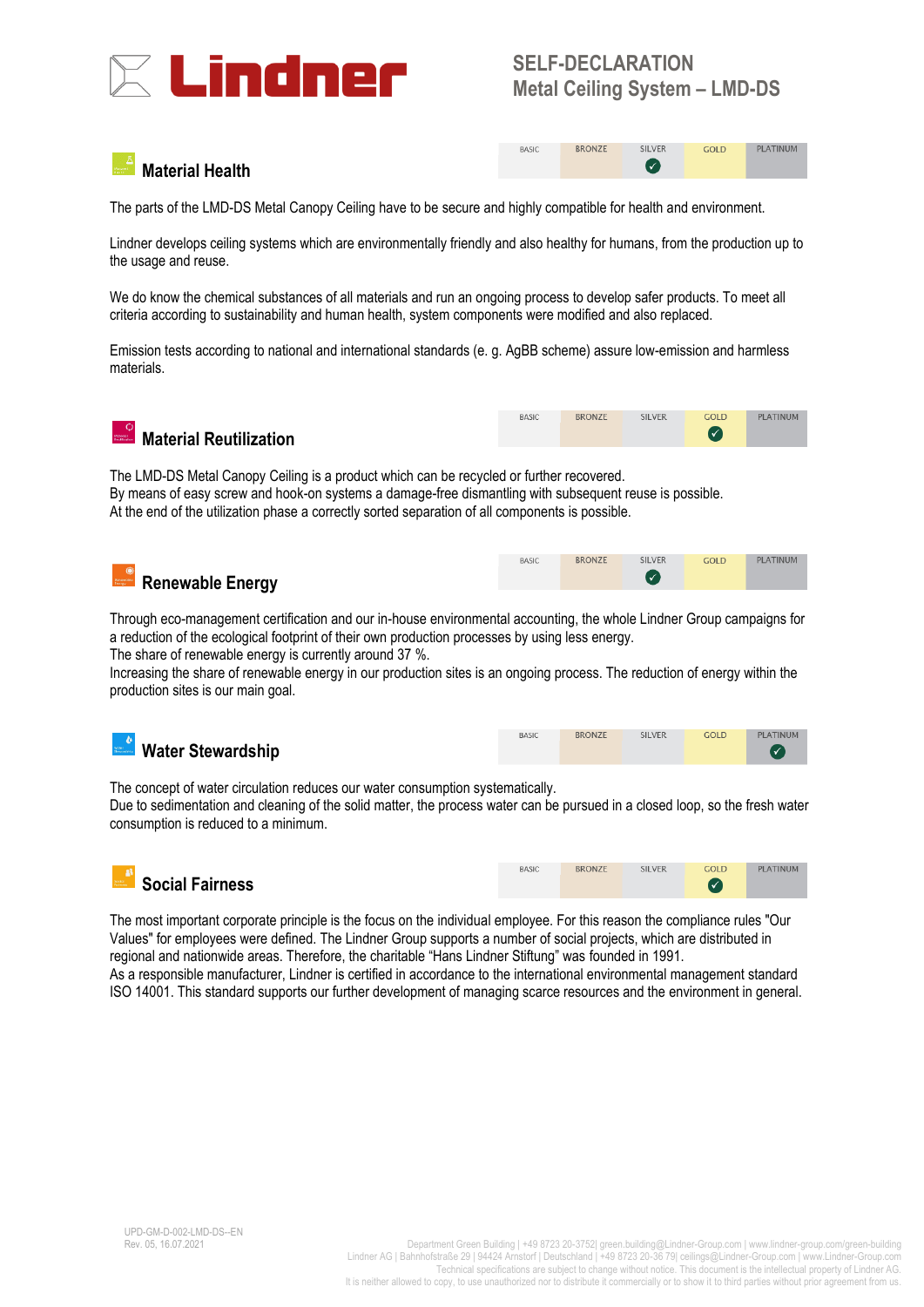# SELF-DECLARATION
## Metal Ceiling System – LMD-DS

### Material Health

| BASIC | BRONZE | SILVER | GOLD | PLATINUM |
|---|---|---|---|---|
| | | ✓ | | |

The parts of the LMD-DS Metal Canopy Ceiling have to be secure and highly compatible for health and environment.

Lindner develops ceiling systems which are environmentally friendly and also healthy for humans, from the production up to the usage and reuse.

We do know the chemical substances of all materials and run an ongoing process to develop safer products. To meet all criteria according to sustainability and human health, system components were modified and also replaced.

Emission tests according to national and international standards (e. g. AgBB scheme) assure low-emission and harmless materials.

### Material Reutilization

| BASIC | BRONZE | SILVER | GOLD | PLATINUM |
|---|---|---|---|---|
| | | | ✓ | |

The LMD-DS Metal Canopy Ceiling is a product which can be recycled or further recovered.
By means of easy screw and hook-on systems a damage-free dismantling with subsequent reuse is possible.
At the end of the utilization phase a correctly sorted separation of all components is possible.

### Renewable Energy

| BASIC | BRONZE | SILVER | GOLD | PLATINUM |
|---|---|---|---|---|
| | | ✓ | | |

Through eco-management certification and our in-house environmental accounting, the whole Lindner Group campaigns for a reduction of the ecological footprint of their own production processes by using less energy.
The share of renewable energy is currently around 37 %.
Increasing the share of renewable energy in our production sites is an ongoing process. The reduction of energy within the production sites is our main goal.

### Water Stewardship

| BASIC | BRONZE | SILVER | GOLD | PLATINUM |
|---|---|---|---|---|
| | | | | ✓ |

The concept of water circulation reduces our water consumption systematically.
Due to sedimentation and cleaning of the solid matter, the process water can be pursued in a closed loop, so the fresh water consumption is reduced to a minimum.

### Social Fairness

| BASIC | BRONZE | SILVER | GOLD | PLATINUM |
|---|---|---|---|---|
| | | | ✓ | |

The most important corporate principle is the focus on the individual employee. For this reason the compliance rules "Our Values" for employees were defined. The Lindner Group supports a number of social projects, which are distributed in regional and nationwide areas. Therefore, the charitable "Hans Lindner Stiftung" was founded in 1991.
As a responsible manufacturer, Lindner is certified in accordance to the international environmental management standard ISO 14001. This standard supports our further development of managing scarce resources and the environment in general.

UPD-GM-D-002-LMD-DS--EN
Rev. 05, 16.07.2021

Department Green Building | +49 8723 20-3752| green.building@Lindner-Group.com | www.lindner-group.com/green-building
Lindner AG | Bahnhofstraße 29 | 94424 Arnstorf | Deutschland | +49 8723 20-36 79| ceilings@Lindner-Group.com | www.Lindner-Group.com
Technical specifications are subject to change without notice. This document is the intellectual property of Lindner AG.
It is neither allowed to copy, to use unauthorized nor to distribute it commercially or to show it to third parties without prior agreement from us.